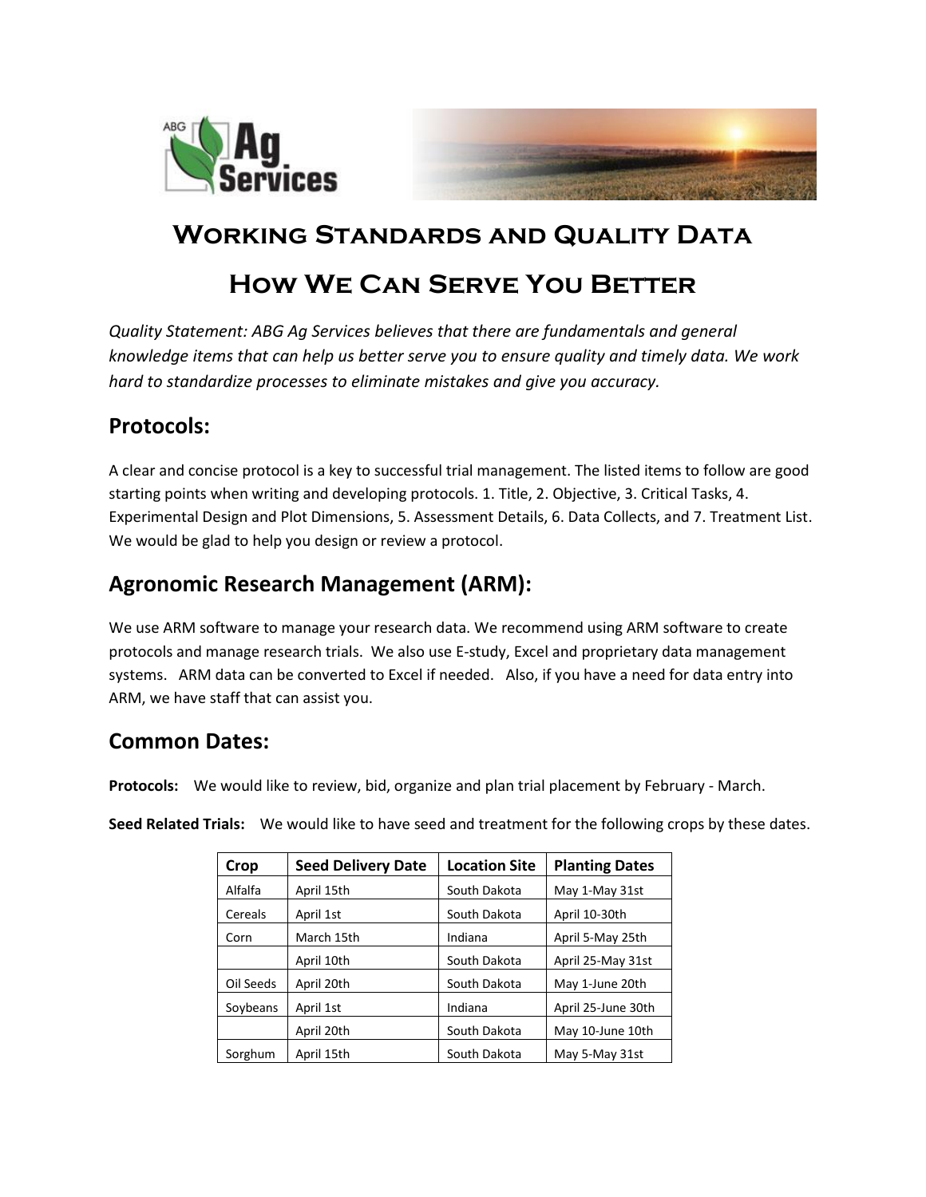# Working Standards and Quality Data

# How We Can Serve You Better

*Quality Statement: ABG Ag Services believes that there are fundamentals and general knowledge items that can help us better serve you to ensure quality and timely data. We work hard to standardize processes to eliminate mistakes and give you accuracy.*

## Protocols:

A clear and concise protocol is a key to successful trial management. The listed items to follow are good starting points when writing and developing protocols. 1. Title, 2. Objective, 3. Critical Tasks, 4. Experimental Design and Plot Dimensions, 5. Assessment Details, 6. Data Collects, and 7. Treatment List. We would be glad to help you design or review a protocol.

## Agronomic Research Management (ARM):

We use ARM software to manage your research data. We recommend using ARM software to create protocols and manage research trials. We also use E-study, Excel and proprietary data management systems. ARM data can be converted to Excel if needed. Also, if you have a need for data entry into ARM, we have staff that can assist you.

## Common Dates:

**Protocols:** We would like to review, bid, organize and plan trial placement by February - March.

**Seed Related Trials:** We would like to have seed and treatment for the following crops by these dates.

| Crop | Seed Delivery Date | Location Site | Planting Dates |
|---|---|---|---|
| Alfalfa | April 15th | South Dakota | May 1-May 31st |
| Cereals | April 1st | South Dakota | April 10-30th |
| Corn | March 15th | Indiana | April 5-May 25th |
| | April 10th | South Dakota | April 25-May 31st |
| Oil Seeds | April 20th | South Dakota | May 1-June 20th |
| Soybeans | April 1st | Indiana | April 25-June 30th |
| | April 20th | South Dakota | May 10-June 10th |
| Sorghum | April 15th | South Dakota | May 5-May 31st |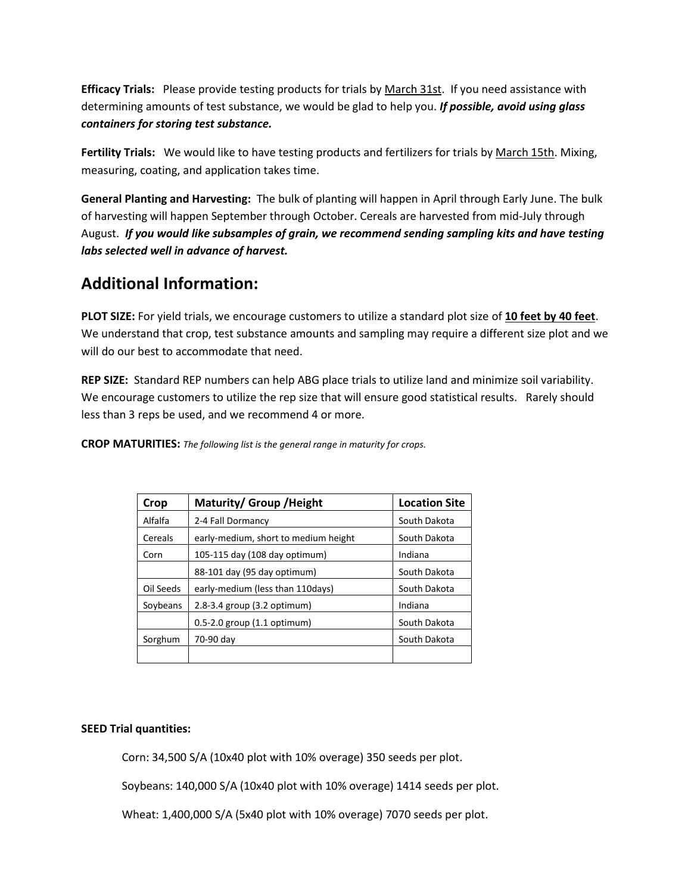**Efficacy Trials:** Please provide testing products for trials by March 31st. If you need assistance with determining amounts of test substance, we would be glad to help you. ***If possible, avoid using glass containers for storing test substance.***

**Fertility Trials:** We would like to have testing products and fertilizers for trials by March 15th. Mixing, measuring, coating, and application takes time.

**General Planting and Harvesting:** The bulk of planting will happen in April through Early June. The bulk of harvesting will happen September through October. Cereals are harvested from mid-July through August. ***If you would like subsamples of grain, we recommend sending sampling kits and have testing labs selected well in advance of harvest.***

## Additional Information:

**PLOT SIZE:** For yield trials, we encourage customers to utilize a standard plot size of **10 feet by 40 feet**. We understand that crop, test substance amounts and sampling may require a different size plot and we will do our best to accommodate that need.

**REP SIZE:** Standard REP numbers can help ABG place trials to utilize land and minimize soil variability. We encourage customers to utilize the rep size that will ensure good statistical results. Rarely should less than 3 reps be used, and we recommend 4 or more.

**CROP MATURITIES:** *The following list is the general range in maturity for crops.*

| Crop | Maturity/ Group /Height | Location Site |
|---|---|---|
| Alfalfa | 2-4 Fall Dormancy | South Dakota |
| Cereals | early-medium, short to medium height | South Dakota |
| Corn | 105-115 day (108 day optimum) | Indiana |
| | 88-101 day (95 day optimum) | South Dakota |
| Oil Seeds | early-medium (less than 110days) | South Dakota |
| Soybeans | 2.8-3.4 group (3.2 optimum) | Indiana |
| | 0.5-2.0 group (1.1 optimum) | South Dakota |
| Sorghum | 70-90 day | South Dakota |
| | | |

**SEED Trial quantities:**

Corn: 34,500 S/A (10x40 plot with 10% overage) 350 seeds per plot.

Soybeans: 140,000 S/A (10x40 plot with 10% overage) 1414 seeds per plot.

Wheat: 1,400,000 S/A (5x40 plot with 10% overage) 7070 seeds per plot.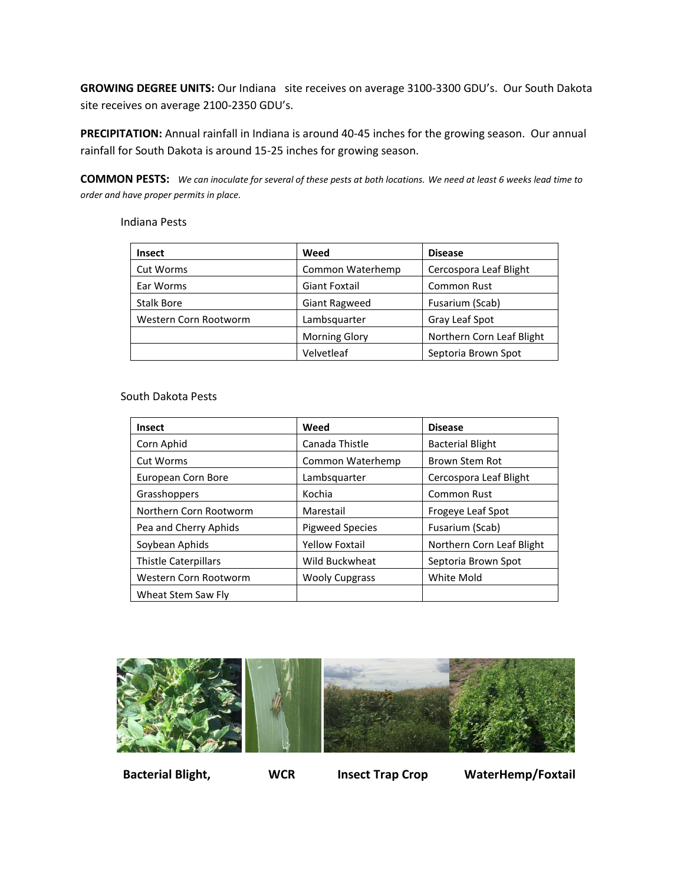**GROWING DEGREE UNITS:** Our Indiana site receives on average 3100-3300 GDU's. Our South Dakota site receives on average 2100-2350 GDU's.

**PRECIPITATION:** Annual rainfall in Indiana is around 40-45 inches for the growing season. Our annual rainfall for South Dakota is around 15-25 inches for growing season.

**COMMON PESTS:** *We can inoculate for several of these pests at both locations. We need at least 6 weeks lead time to order and have proper permits in place.*

Indiana Pests

| Insect | Weed | Disease |
|---|---|---|
| Cut Worms | Common Waterhemp | Cercospora Leaf Blight |
| Ear Worms | Giant Foxtail | Common Rust |
| Stalk Bore | Giant Ragweed | Fusarium (Scab) |
| Western Corn Rootworm | Lambsquarter | Gray Leaf Spot |
| | Morning Glory | Northern Corn Leaf Blight |
| | Velvetleaf | Septoria Brown Spot |

South Dakota Pests

| Insect | Weed | Disease |
|---|---|---|
| Corn Aphid | Canada Thistle | Bacterial Blight |
| Cut Worms | Common Waterhemp | Brown Stem Rot |
| European Corn Bore | Lambsquarter | Cercospora Leaf Blight |
| Grasshoppers | Kochia | Common Rust |
| Northern Corn Rootworm | Marestail | Frogeye Leaf Spot |
| Pea and Cherry Aphids | Pigweed Species | Fusarium (Scab) |
| Soybean Aphids | Yellow Foxtail | Northern Corn Leaf Blight |
| Thistle Caterpillars | Wild Buckwheat | Septoria Brown Spot |
| Western Corn Rootworm | Wooly Cupgrass | White Mold |
| Wheat Stem Saw Fly | | |

**Bacterial Blight,** **WCR** **Insect Trap Crop** **WaterHemp/Foxtail**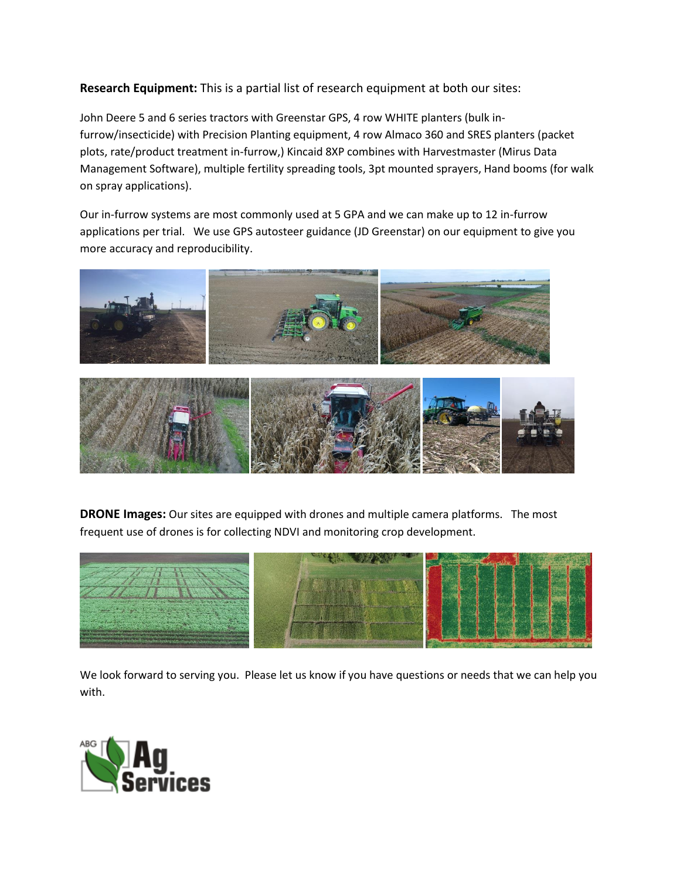**Research Equipment:** This is a partial list of research equipment at both our sites:

John Deere 5 and 6 series tractors with Greenstar GPS, 4 row WHITE planters (bulk in-furrow/insecticide) with Precision Planting equipment, 4 row Almaco 360 and SRES planters (packet plots, rate/product treatment in-furrow,) Kincaid 8XP combines with Harvestmaster (Mirus Data Management Software), multiple fertility spreading tools, 3pt mounted sprayers, Hand booms (for walk on spray applications).

Our in-furrow systems are most commonly used at 5 GPA and we can make up to 12 in-furrow applications per trial. We use GPS autosteer guidance (JD Greenstar) on our equipment to give you more accuracy and reproducibility.

**DRONE Images:** Our sites are equipped with drones and multiple camera platforms. The most frequent use of drones is for collecting NDVI and monitoring crop development.

We look forward to serving you. Please let us know if you have questions or needs that we can help you with.

ABG Ag Services